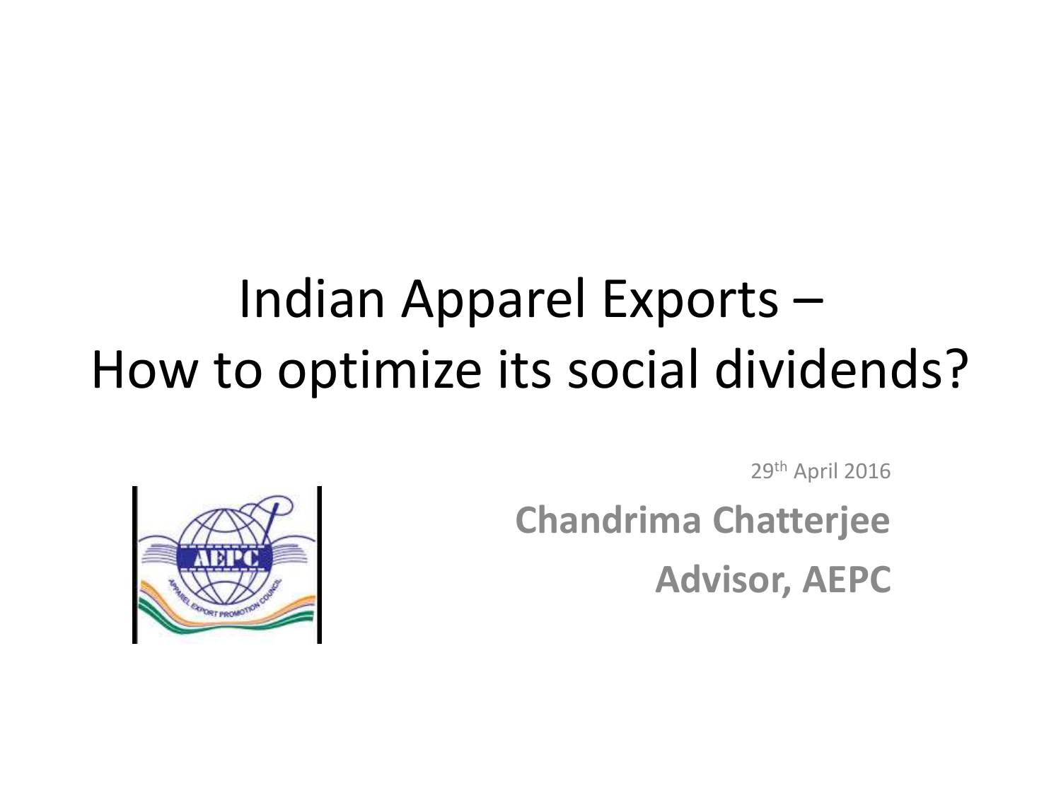# Indian Apparel Exports – How to optimize its social dividends?

29th April 2016

**Chandrima Chatterjee**

**Advisor, AEPC**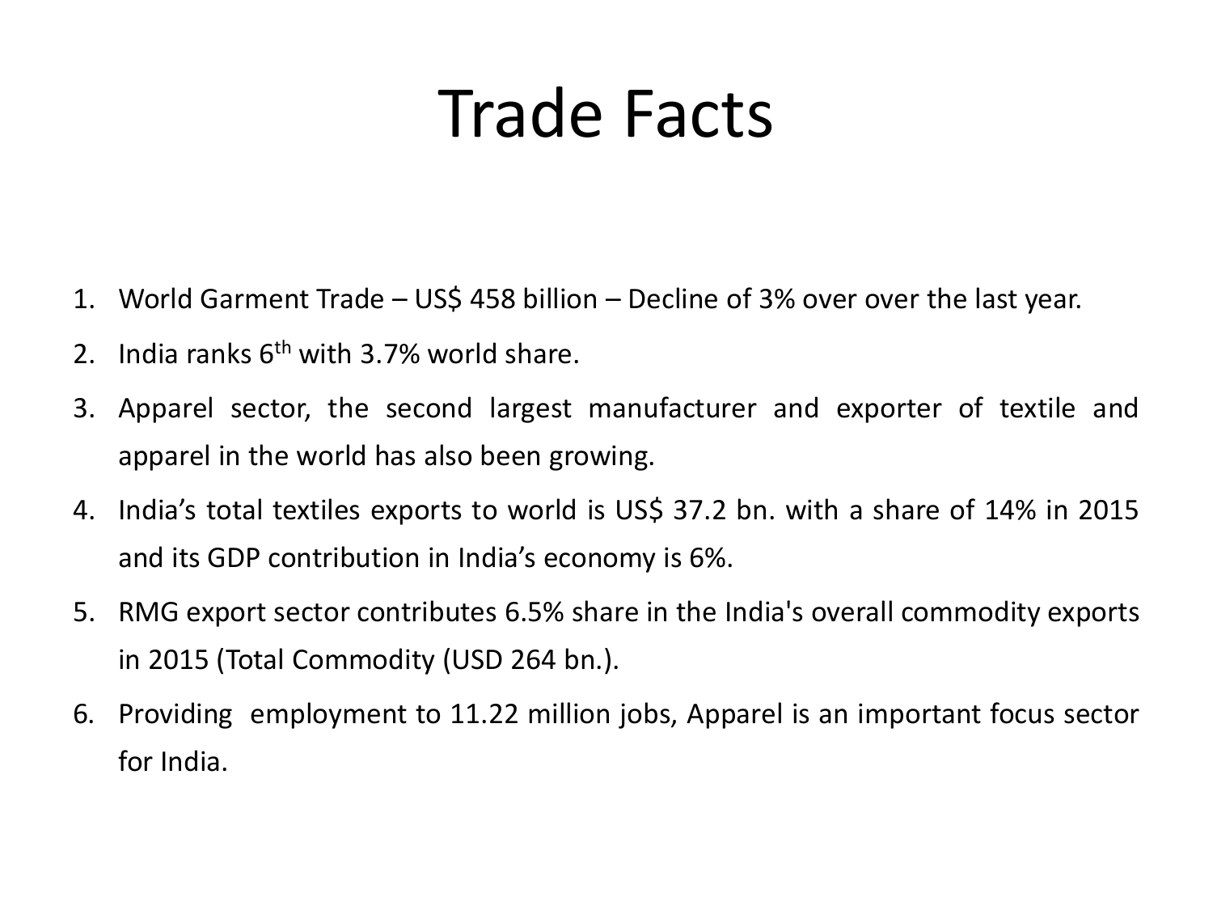# Trade Facts

1. World Garment Trade – US$ 458 billion – Decline of 3% over over the last year.
2. India ranks $6^{th}$ with 3.7% world share.
3. Apparel sector, the second largest manufacturer and exporter of textile and apparel in the world has also been growing.
4. India's total textiles exports to world is US$ 37.2 bn. with a share of 14% in 2015 and its GDP contribution in India's economy is 6%.
5. RMG export sector contributes 6.5% share in the India's overall commodity exports in 2015 (Total Commodity (USD 264 bn.).
6. Providing employment to 11.22 million jobs, Apparel is an important focus sector for India.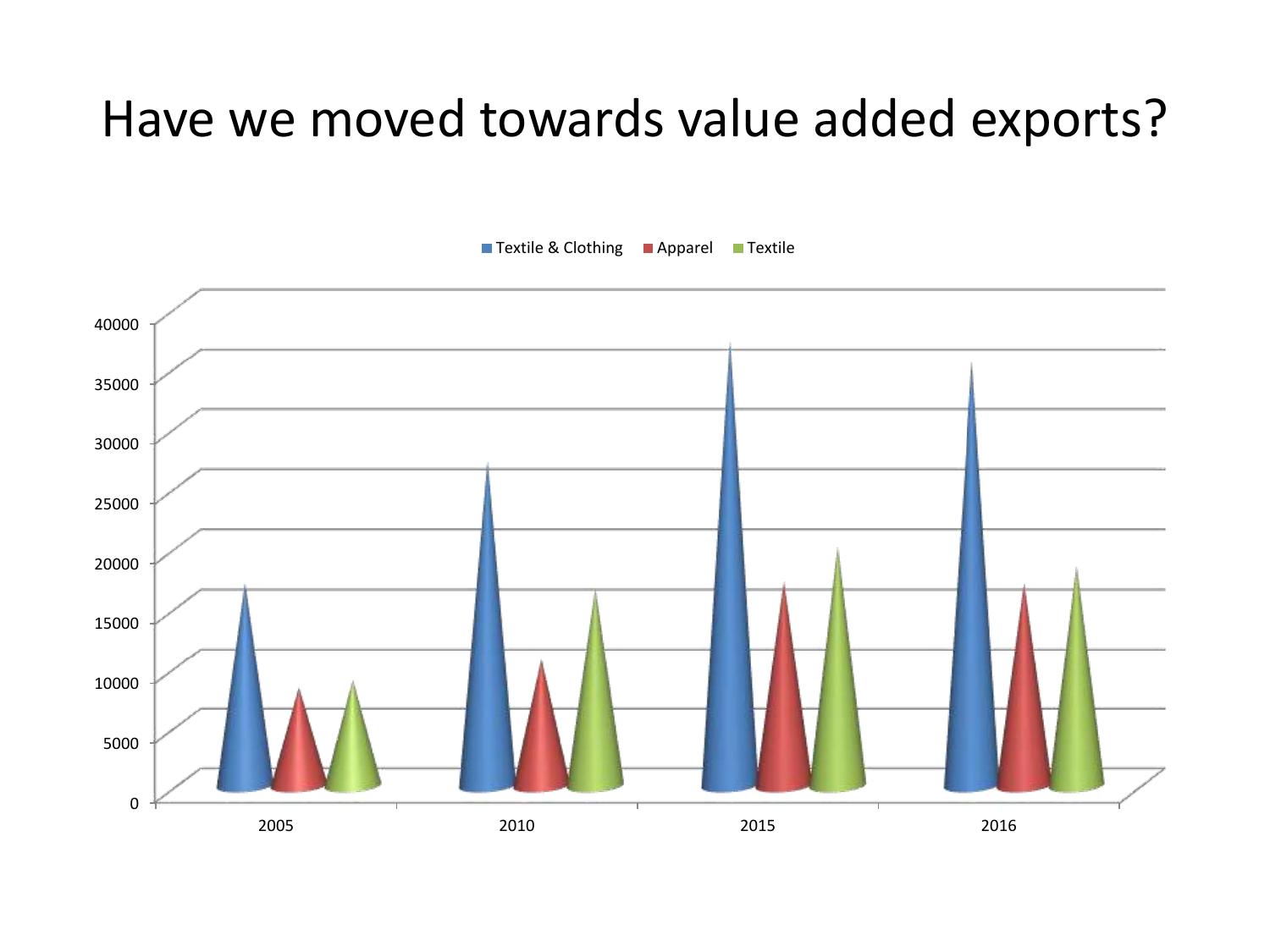# Have we moved towards value added exports?

Textile & Clothing | Apparel | Textile

40000
35000
30000
25000
20000
15000
10000
5000
0

2005 | 2010 | 2015 | 2016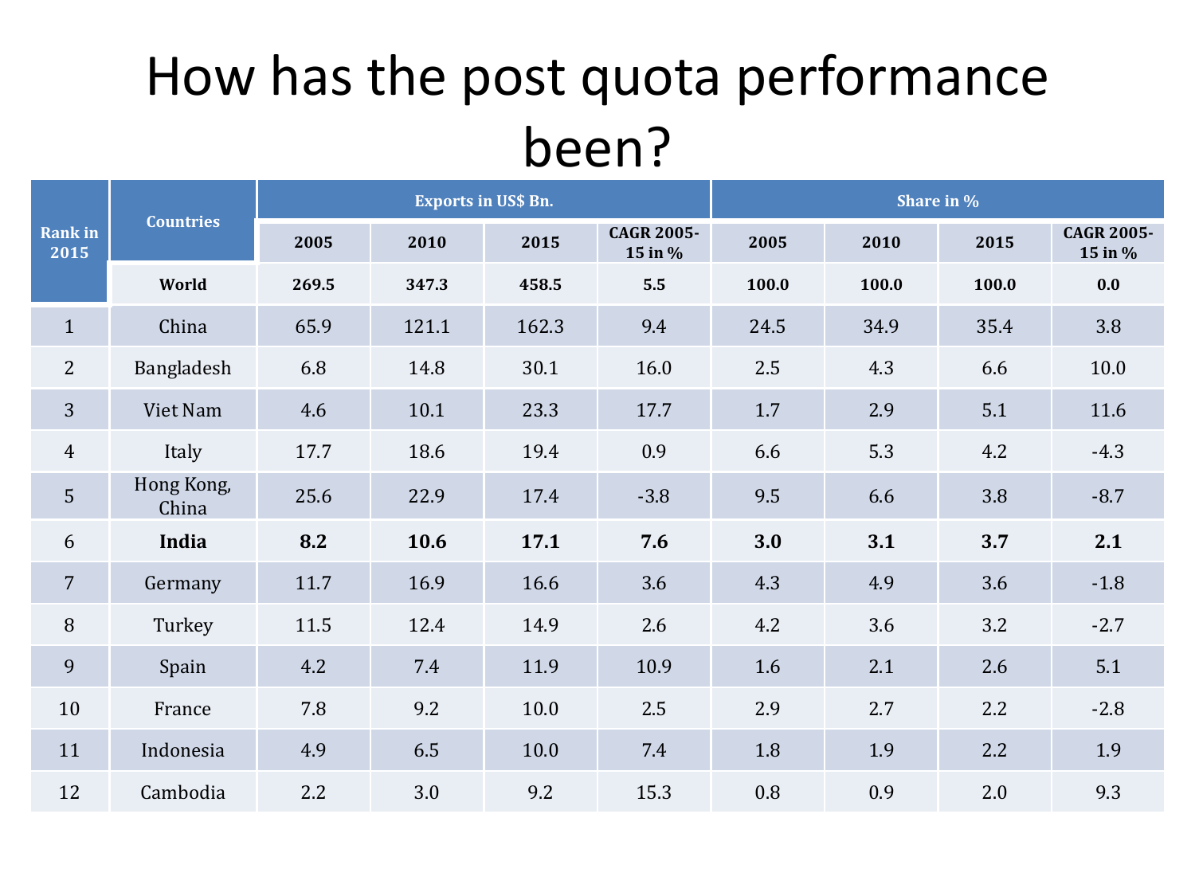# How has the post quota performance been?

| Rank in 2015 | Countries | Exports in US$ Bn. | | | | Share in % | | | |
|---|---|---|---|---|---|---|---|---|---|
| | | 2005 | 2010 | 2015 | CAGR 2005-15 in % | 2005 | 2010 | 2015 | CAGR 2005-15 in % |
| | **World** | **269.5** | **347.3** | **458.5** | **5.5** | **100.0** | **100.0** | **100.0** | **0.0** |
| 1 | China | 65.9 | 121.1 | 162.3 | 9.4 | 24.5 | 34.9 | 35.4 | 3.8 |
| 2 | Bangladesh | 6.8 | 14.8 | 30.1 | 16.0 | 2.5 | 4.3 | 6.6 | 10.0 |
| 3 | Viet Nam | 4.6 | 10.1 | 23.3 | 17.7 | 1.7 | 2.9 | 5.1 | 11.6 |
| 4 | Italy | 17.7 | 18.6 | 19.4 | 0.9 | 6.6 | 5.3 | 4.2 | -4.3 |
| 5 | Hong Kong, China | 25.6 | 22.9 | 17.4 | -3.8 | 9.5 | 6.6 | 3.8 | -8.7 |
| 6 | **India** | **8.2** | **10.6** | **17.1** | **7.6** | **3.0** | **3.1** | **3.7** | **2.1** |
| 7 | Germany | 11.7 | 16.9 | 16.6 | 3.6 | 4.3 | 4.9 | 3.6 | -1.8 |
| 8 | Turkey | 11.5 | 12.4 | 14.9 | 2.6 | 4.2 | 3.6 | 3.2 | -2.7 |
| 9 | Spain | 4.2 | 7.4 | 11.9 | 10.9 | 1.6 | 2.1 | 2.6 | 5.1 |
| 10 | France | 7.8 | 9.2 | 10.0 | 2.5 | 2.9 | 2.7 | 2.2 | -2.8 |
| 11 | Indonesia | 4.9 | 6.5 | 10.0 | 7.4 | 1.8 | 1.9 | 2.2 | 1.9 |
| 12 | Cambodia | 2.2 | 3.0 | 9.2 | 15.3 | 0.8 | 0.9 | 2.0 | 9.3 |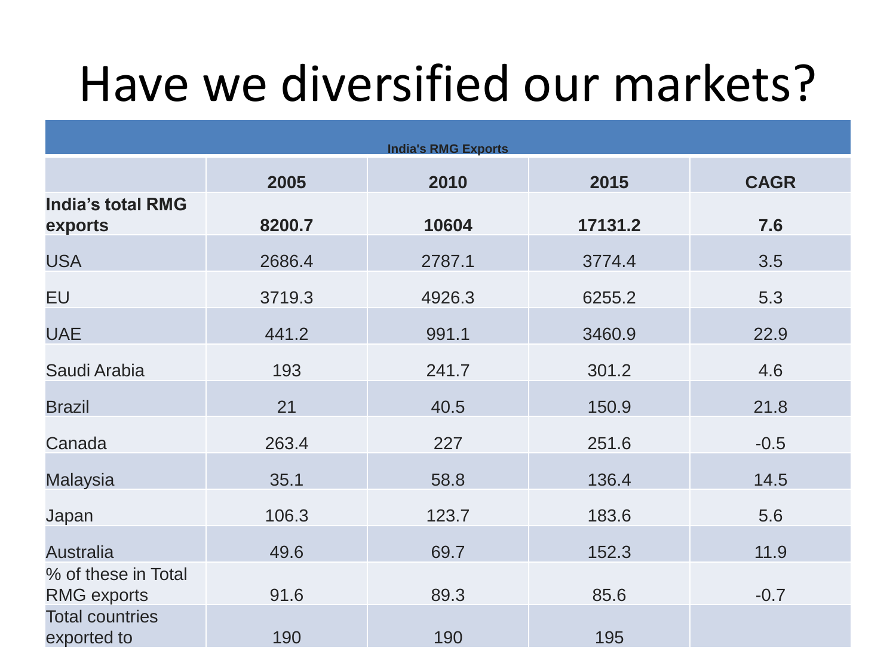# Have we diversified our markets?

| India's RMG Exports | | | | |
|---|---|---|---|---|
| | **2005** | **2010** | **2015** | **CAGR** |
| **India's total RMG exports** | **8200.7** | **10604** | **17131.2** | **7.6** |
| USA | 2686.4 | 2787.1 | 3774.4 | 3.5 |
| EU | 3719.3 | 4926.3 | 6255.2 | 5.3 |
| UAE | 441.2 | 991.1 | 3460.9 | 22.9 |
| Saudi Arabia | 193 | 241.7 | 301.2 | 4.6 |
| Brazil | 21 | 40.5 | 150.9 | 21.8 |
| Canada | 263.4 | 227 | 251.6 | -0.5 |
| Malaysia | 35.1 | 58.8 | 136.4 | 14.5 |
| Japan | 106.3 | 123.7 | 183.6 | 5.6 |
| Australia | 49.6 | 69.7 | 152.3 | 11.9 |
| % of these in Total RMG exports | 91.6 | 89.3 | 85.6 | -0.7 |
| Total countries exported to | 190 | 190 | 195 | |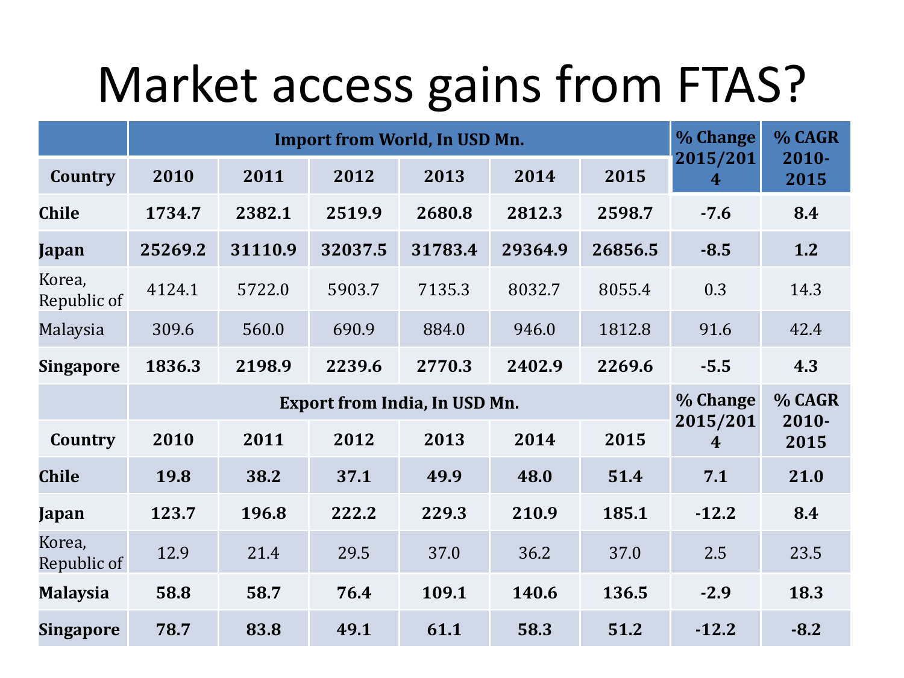# Market access gains from FTAS?

| | Import from World, In USD Mn. | | | | | | % Change 2015/2014 | % CAGR 2010-2015 |
|---|---|---|---|---|---|---|---|---|
| **Country** | **2010** | **2011** | **2012** | **2013** | **2014** | **2015** | | |
| **Chile** | **1734.7** | **2382.1** | **2519.9** | **2680.8** | **2812.3** | **2598.7** | **-7.6** | **8.4** |
| **Japan** | **25269.2** | **31110.9** | **32037.5** | **31783.4** | **29364.9** | **26856.5** | **-8.5** | **1.2** |
| Korea, Republic of | 4124.1 | 5722.0 | 5903.7 | 7135.3 | 8032.7 | 8055.4 | 0.3 | 14.3 |
| Malaysia | 309.6 | 560.0 | 690.9 | 884.0 | 946.0 | 1812.8 | 91.6 | 42.4 |
| **Singapore** | **1836.3** | **2198.9** | **2239.6** | **2770.3** | **2402.9** | **2269.6** | **-5.5** | **4.3** |
| | **Export from India, In USD Mn.** | | | | | | **% Change 2015/2014** | **% CAGR 2010-2015** |
| **Country** | **2010** | **2011** | **2012** | **2013** | **2014** | **2015** | | |
| **Chile** | **19.8** | **38.2** | **37.1** | **49.9** | **48.0** | **51.4** | **7.1** | **21.0** |
| **Japan** | **123.7** | **196.8** | **222.2** | **229.3** | **210.9** | **185.1** | **-12.2** | **8.4** |
| Korea, Republic of | 12.9 | 21.4 | 29.5 | 37.0 | 36.2 | 37.0 | 2.5 | 23.5 |
| **Malaysia** | **58.8** | **58.7** | **76.4** | **109.1** | **140.6** | **136.5** | **-2.9** | **18.3** |
| **Singapore** | **78.7** | **83.8** | **49.1** | **61.1** | **58.3** | **51.2** | **-12.2** | **-8.2** |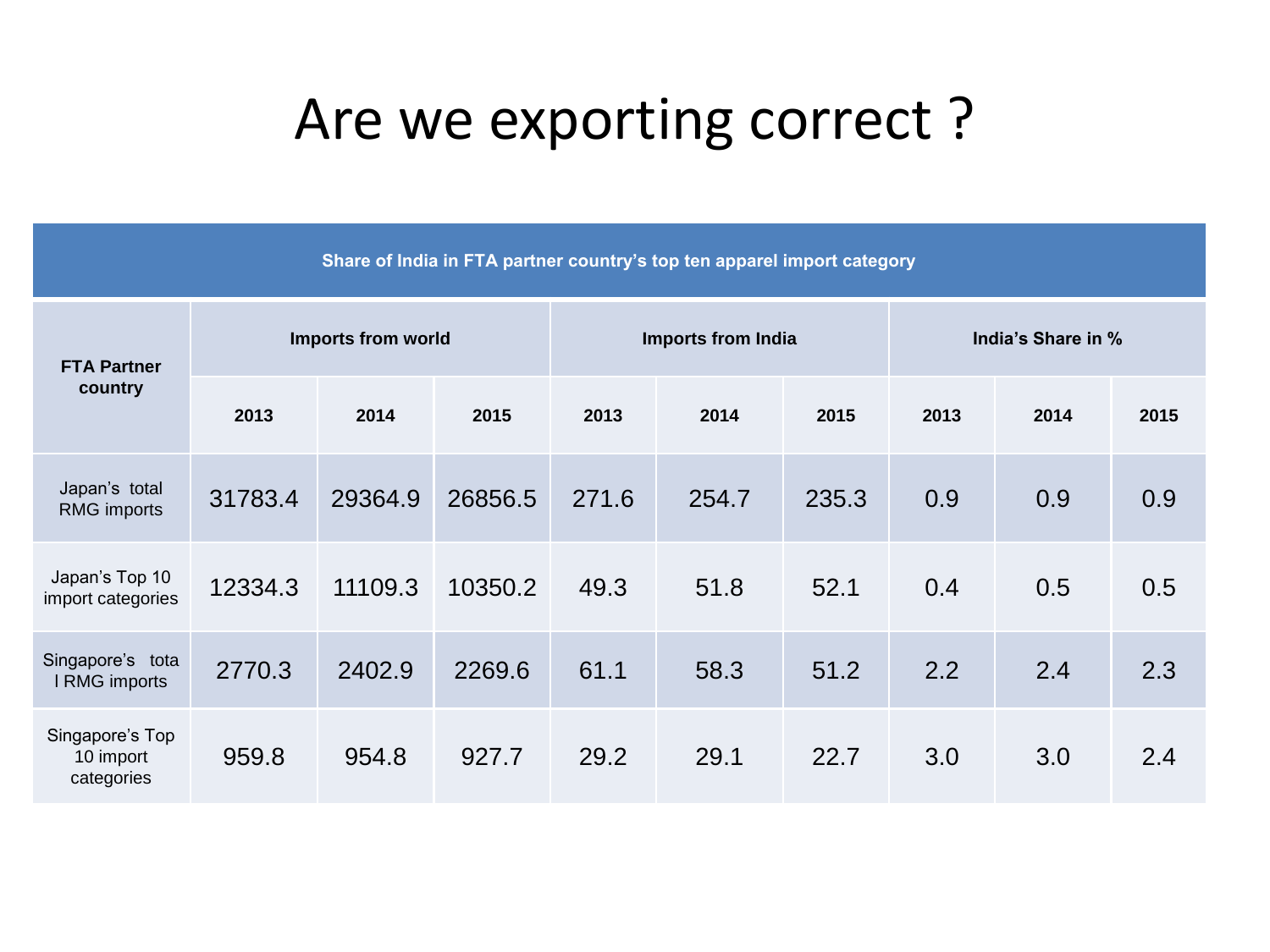# Are we exporting correct ?

| Share of India in FTA partner country's top ten apparel import category | | | | | | | | | |
|---|---|---|---|---|---|---|---|---|---|
| **FTA Partner country** | **Imports from world** | | | **Imports from India** | | | **India's Share in %** | | |
| | **2013** | **2014** | **2015** | **2013** | **2014** | **2015** | **2013** | **2014** | **2015** |
| Japan's total RMG imports | 31783.4 | 29364.9 | 26856.5 | 271.6 | 254.7 | 235.3 | 0.9 | 0.9 | 0.9 |
| Japan's Top 10 import categories | 12334.3 | 11109.3 | 10350.2 | 49.3 | 51.8 | 52.1 | 0.4 | 0.5 | 0.5 |
| Singapore's tota l RMG imports | 2770.3 | 2402.9 | 2269.6 | 61.1 | 58.3 | 51.2 | 2.2 | 2.4 | 2.3 |
| Singapore's Top 10 import categories | 959.8 | 954.8 | 927.7 | 29.2 | 29.1 | 22.7 | 3.0 | 3.0 | 2.4 |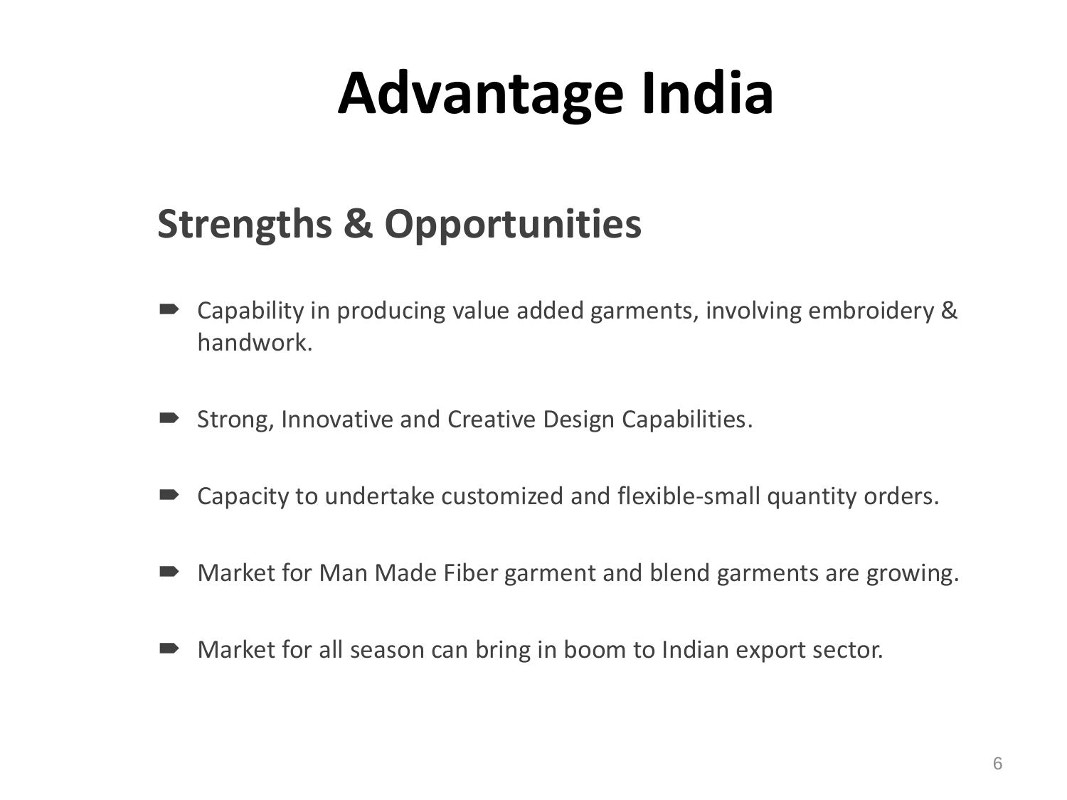# Advantage India

## Strengths & Opportunities

- Capability in producing value added garments, involving embroidery & handwork.
- Strong, Innovative and Creative Design Capabilities.
- Capacity to undertake customized and flexible-small quantity orders.
- Market for Man Made Fiber garment and blend garments are growing.
- Market for all season can bring in boom to Indian export sector.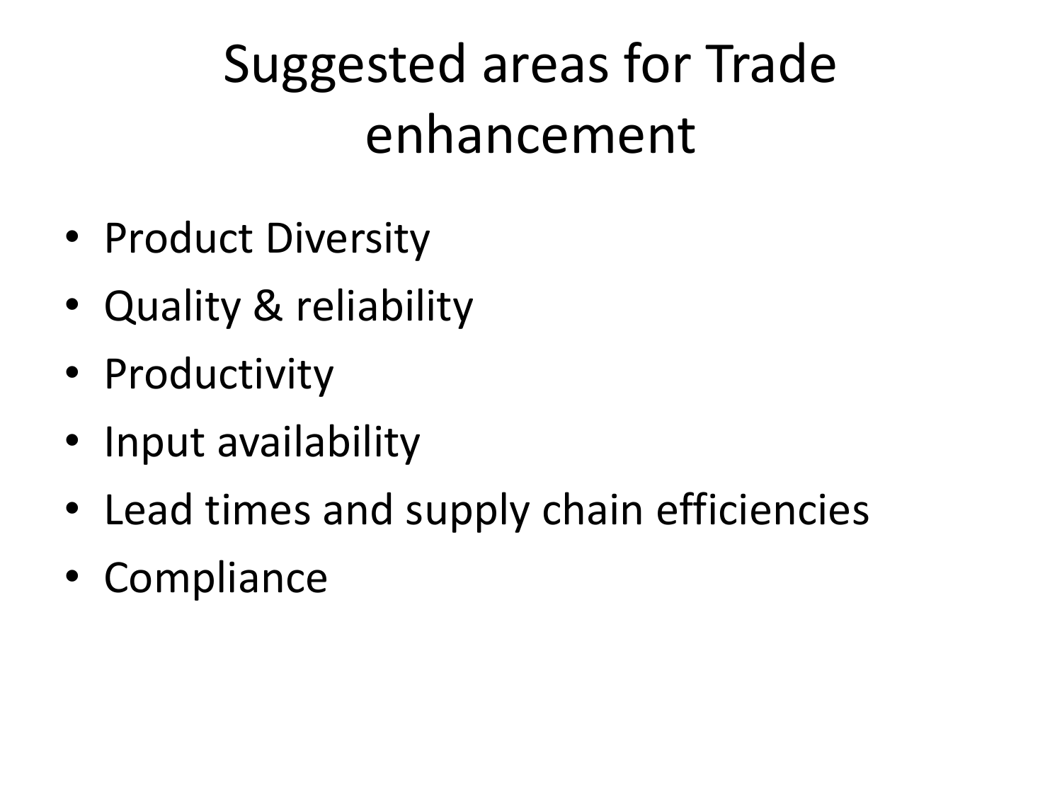# Suggested areas for Trade enhancement

- Product Diversity
- Quality & reliability
- Productivity
- Input availability
- Lead times and supply chain efficiencies
- Compliance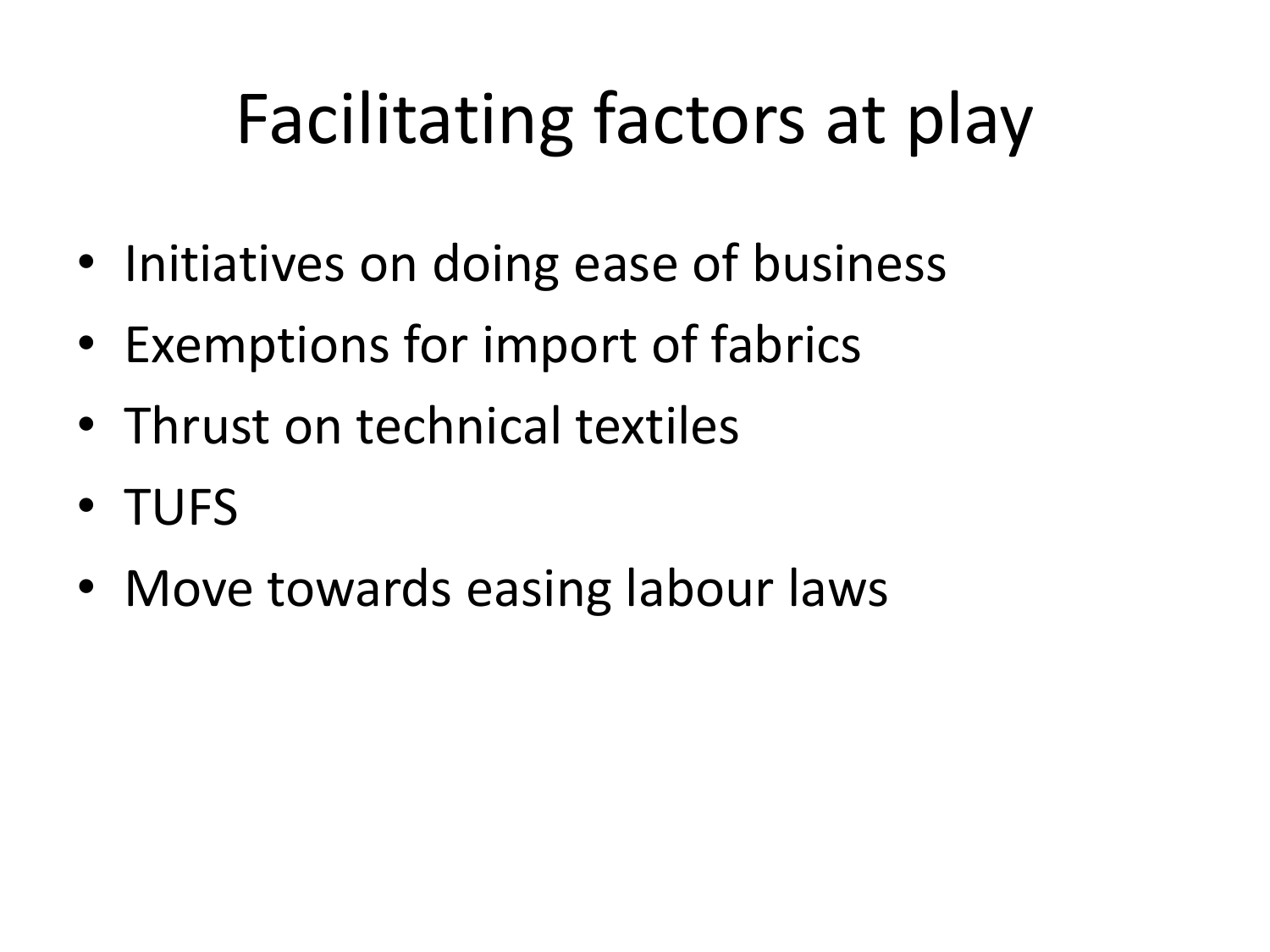# Facilitating factors at play

- Initiatives on doing ease of business
- Exemptions for import of fabrics
- Thrust on technical textiles
- TUFS
- Move towards easing labour laws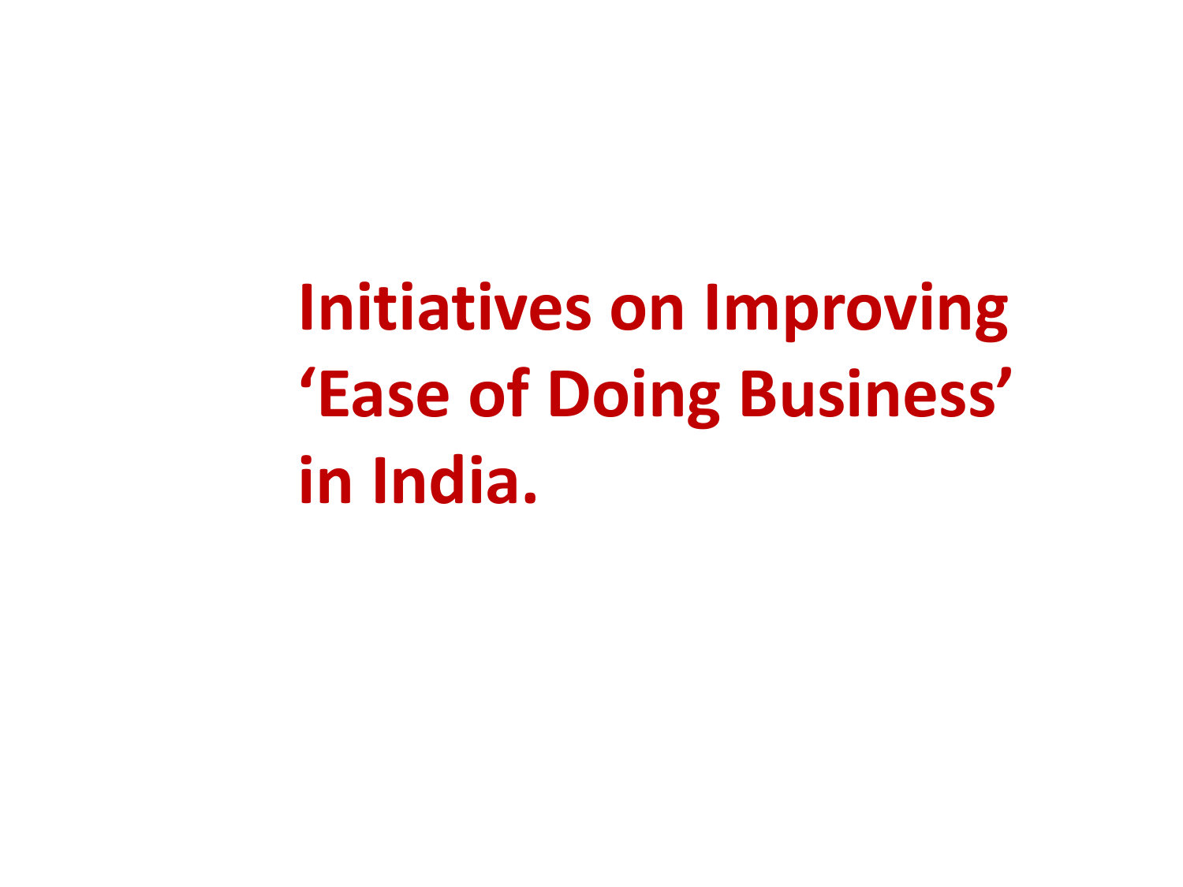# Initiatives on Improving ‘Ease of Doing Business’ in India.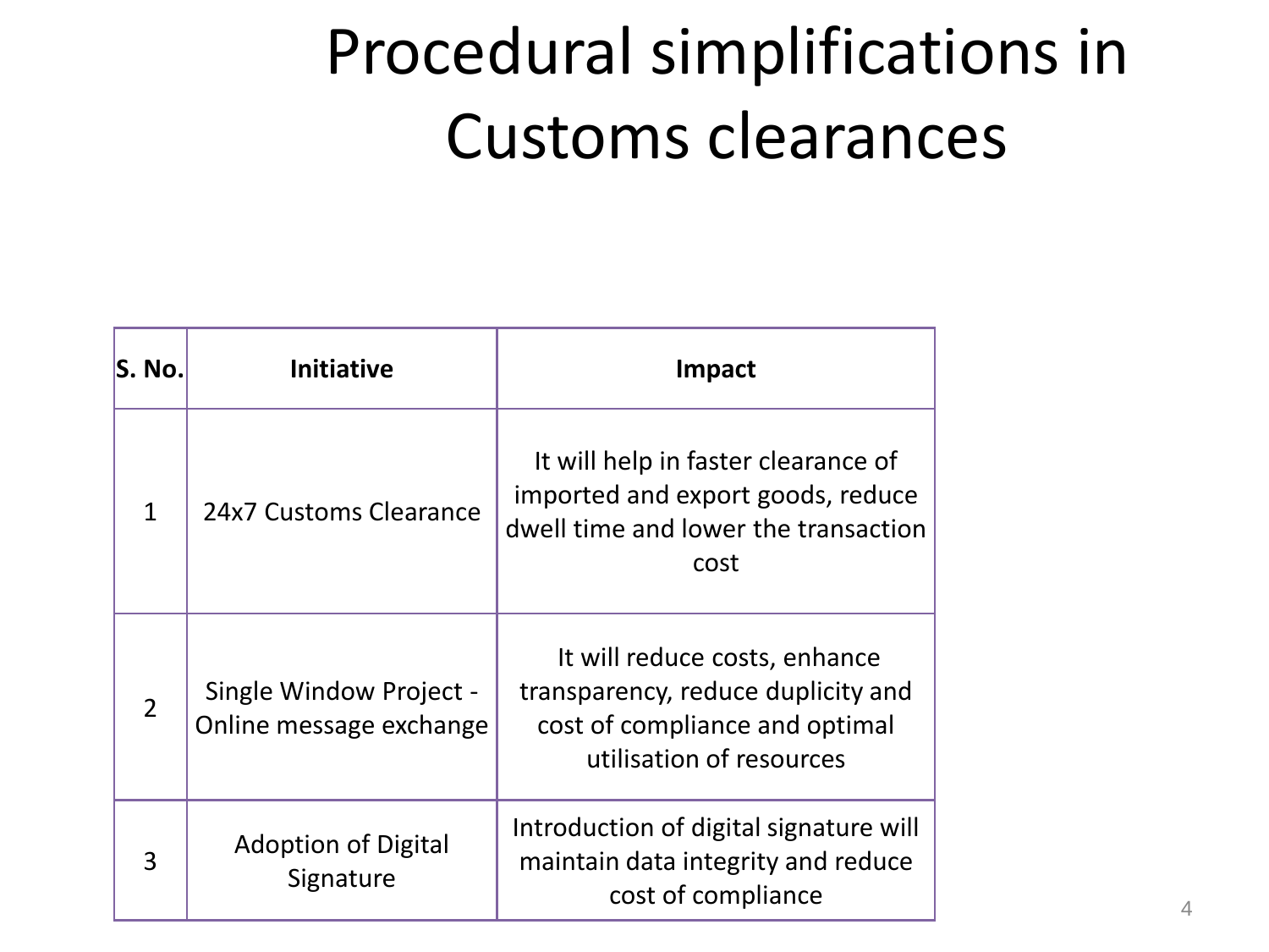# Procedural simplifications in Customs clearances

| S. No. | Initiative | Impact |
|---|---|---|
| 1 | 24x7 Customs Clearance | It will help in faster clearance of imported and export goods, reduce dwell time and lower the transaction cost |
| 2 | Single Window Project - Online message exchange | It will reduce costs, enhance transparency, reduce duplicity and cost of compliance and optimal utilisation of resources |
| 3 | Adoption of Digital Signature | Introduction of digital signature will maintain data integrity and reduce cost of compliance |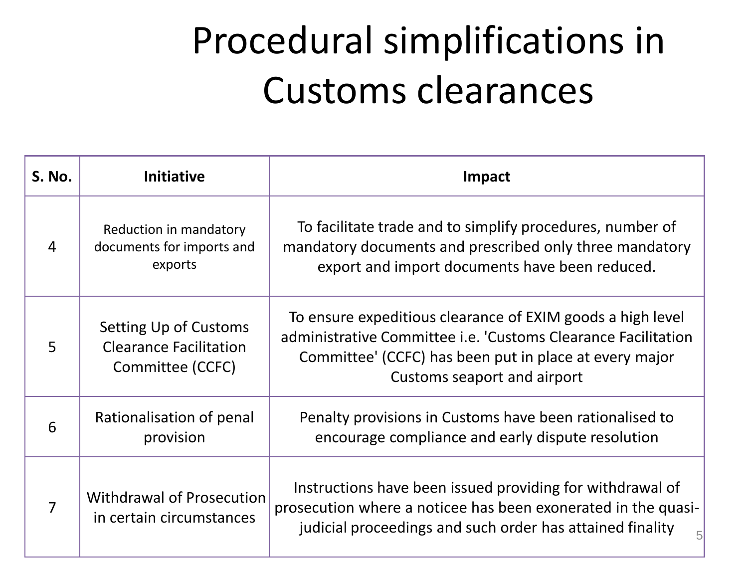# Procedural simplifications in Customs clearances

| S. No. | Initiative | Impact |
|---|---|---|
| 4 | Reduction in mandatory documents for imports and exports | To facilitate trade and to simplify procedures, number of mandatory documents and prescribed only three mandatory export and import documents have been reduced. |
| 5 | Setting Up of Customs Clearance Facilitation Committee (CCFC) | To ensure expeditious clearance of EXIM goods a high level administrative Committee i.e. 'Customs Clearance Facilitation Committee' (CCFC) has been put in place at every major Customs seaport and airport |
| 6 | Rationalisation of penal provision | Penalty provisions in Customs have been rationalised to encourage compliance and early dispute resolution |
| 7 | Withdrawal of Prosecution in certain circumstances | Instructions have been issued providing for withdrawal of prosecution where a noticee has been exonerated in the quasi-judicial proceedings and such order has attained finality |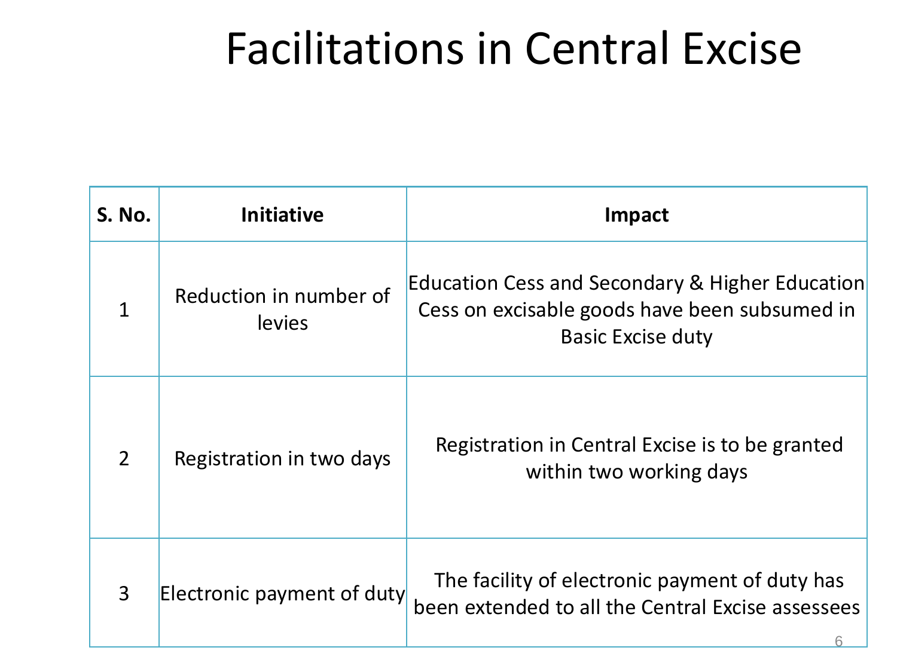# Facilitations in Central Excise

| S. No. | Initiative | Impact |
|---|---|---|
| 1 | Reduction in number of levies | Education Cess and Secondary & Higher Education Cess on excisable goods have been subsumed in Basic Excise duty |
| 2 | Registration in two days | Registration in Central Excise is to be granted within two working days |
| 3 | Electronic payment of duty | The facility of electronic payment of duty has been extended to all the Central Excise assessees |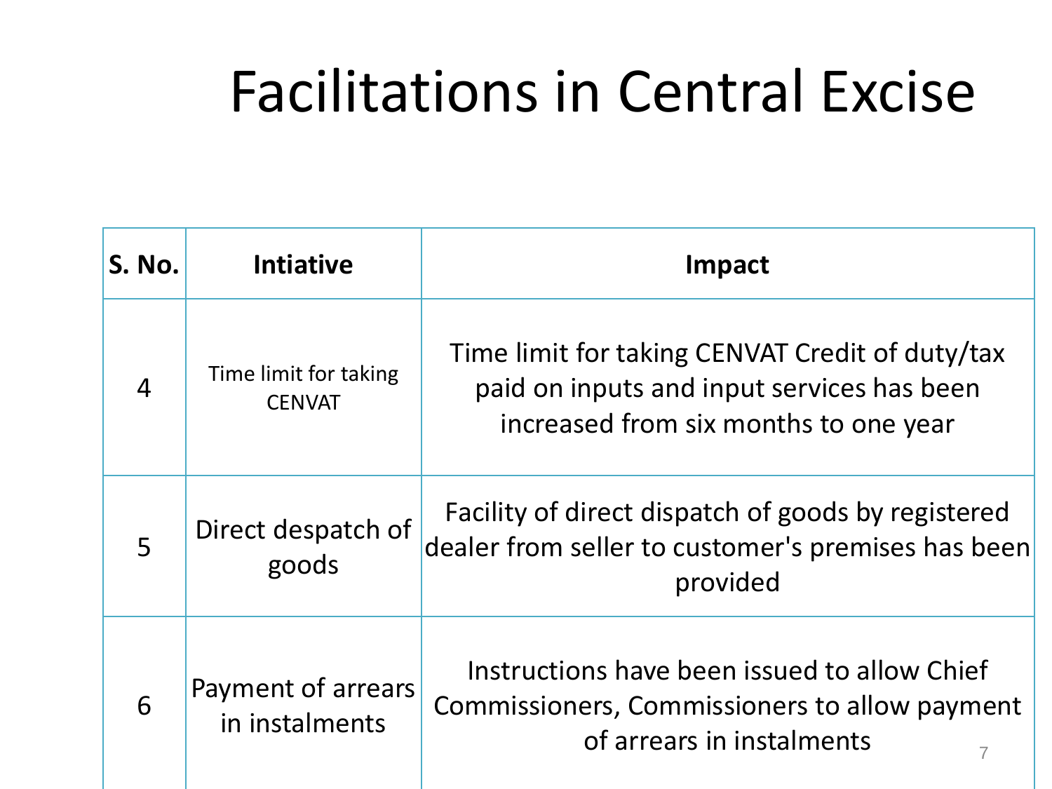# Facilitations in Central Excise

| S. No. | Intiative | Impact |
|---|---|---|
| 4 | Time limit for taking CENVAT | Time limit for taking CENVAT Credit of duty/tax paid on inputs and input services has been increased from six months to one year |
| 5 | Direct despatch of goods | Facility of direct dispatch of goods by registered dealer from seller to customer's premises has been provided |
| 6 | Payment of arrears in instalments | Instructions have been issued to allow Chief Commissioners, Commissioners to allow payment of arrears in instalments |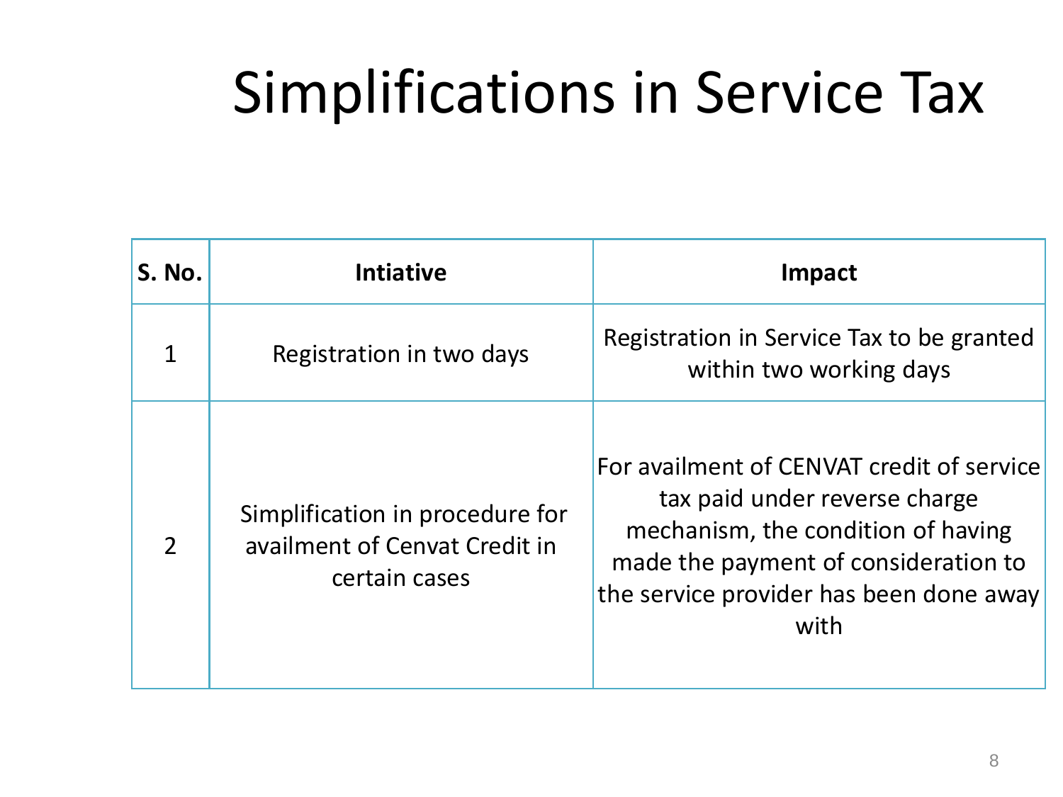# Simplifications in Service Tax

| S. No. | Intiative | Impact |
|---|---|---|
| 1 | Registration in two days | Registration in Service Tax to be granted within two working days |
| 2 | Simplification in procedure for availment of Cenvat Credit in certain cases | For availment of CENVAT credit of service tax paid under reverse charge mechanism, the condition of having made the payment of consideration to the service provider has been done away with |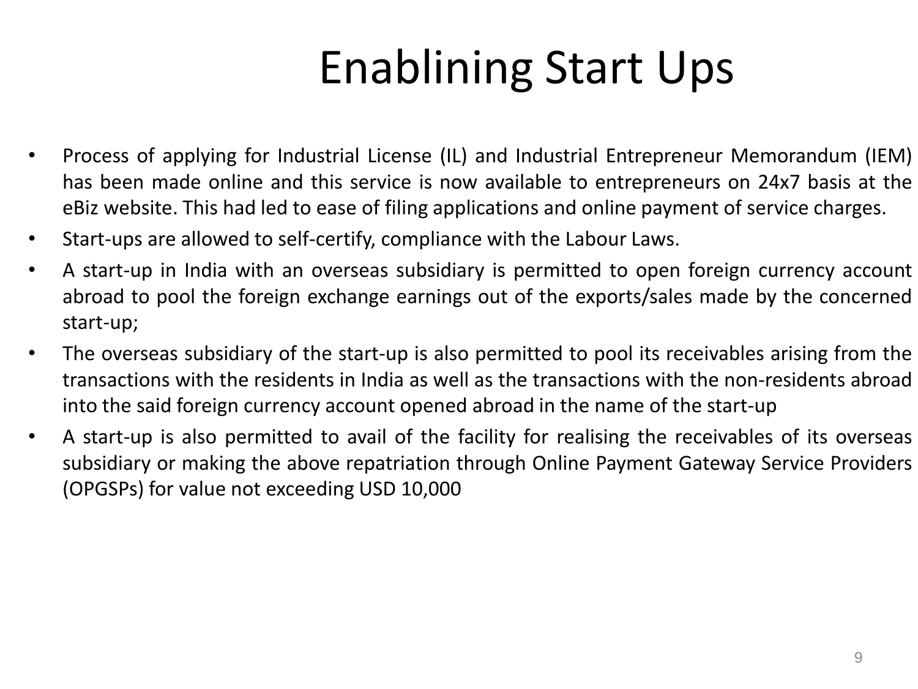# Enablining Start Ups

- Process of applying for Industrial License (IL) and Industrial Entrepreneur Memorandum (IEM) has been made online and this service is now available to entrepreneurs on 24x7 basis at the eBiz website. This had led to ease of filing applications and online payment of service charges.
- Start-ups are allowed to self-certify, compliance with the Labour Laws.
- A start-up in India with an overseas subsidiary is permitted to open foreign currency account abroad to pool the foreign exchange earnings out of the exports/sales made by the concerned start-up;
- The overseas subsidiary of the start-up is also permitted to pool its receivables arising from the transactions with the residents in India as well as the transactions with the non-residents abroad into the said foreign currency account opened abroad in the name of the start-up
- A start-up is also permitted to avail of the facility for realising the receivables of its overseas subsidiary or making the above repatriation through Online Payment Gateway Service Providers (OPGSPs) for value not exceeding USD 10,000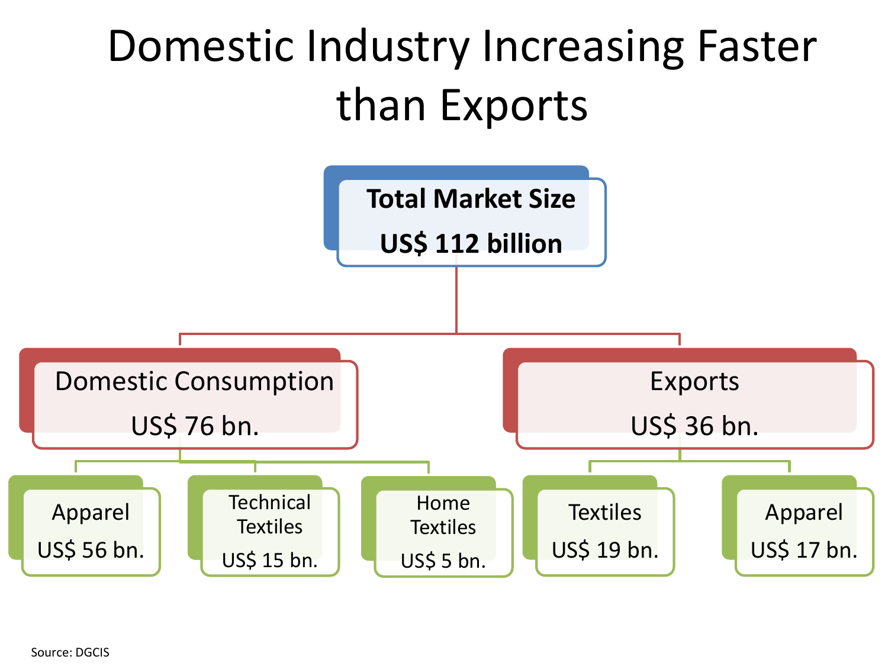# Domestic Industry Increasing Faster than Exports

**Total Market Size**

**US$ 112 billion**

Domestic Consumption

US$ 76 bn.

Exports

US$ 36 bn.

Apparel

US$ 56 bn.

Technical Textiles

US$ 15 bn.

Home Textiles

US$ 5 bn.

Textiles

US$ 19 bn.

Apparel

US$ 17 bn.

Source: DGCIS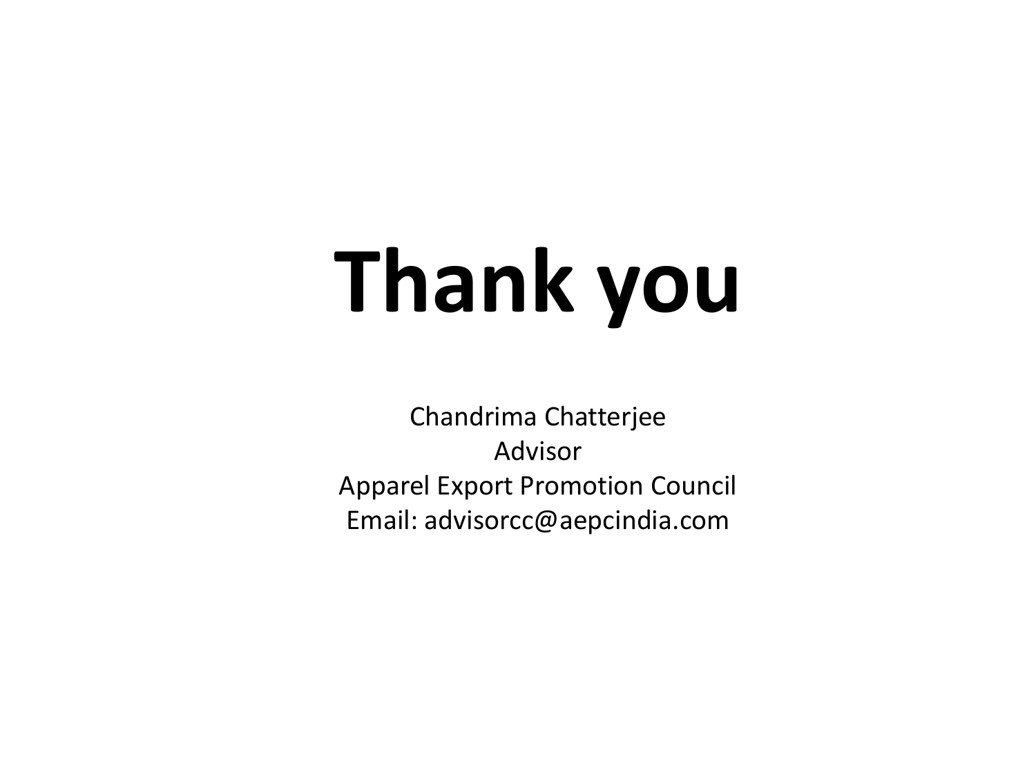# Thank you

Chandrima Chatterjee
Advisor
Apparel Export Promotion Council
Email: advisorcc@aepcindia.com